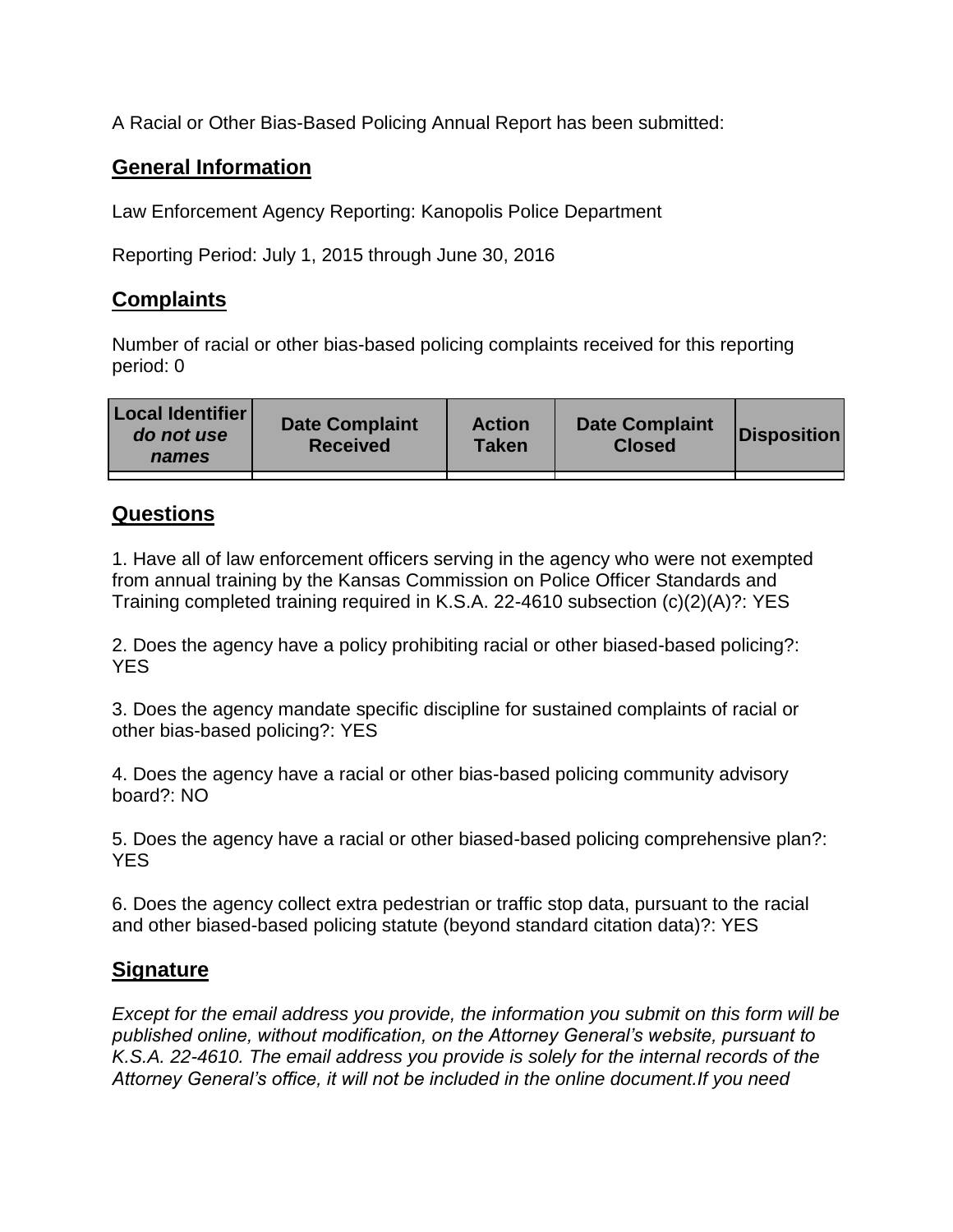A Racial or Other Bias-Based Policing Annual Report has been submitted:

## General Information

Law Enforcement Agency Reporting: Kanopolis Police Department

Reporting Period: July 1, 2015 through June 30, 2016

## Complaints

Number of racial or other bias-based policing complaints received for this reporting period: 0

| **Local Identifier** *do not use names* | **Date Complaint Received** | **Action Taken** | **Date Complaint Closed** | **Disposition** |
|---|---|---|---|---|
| | | | | |

## Questions

1. Have all of law enforcement officers serving in the agency who were not exempted from annual training by the Kansas Commission on Police Officer Standards and Training completed training required in K.S.A. 22-4610 subsection (c)(2)(A)?: YES

2. Does the agency have a policy prohibiting racial or other biased-based policing?: YES

3. Does the agency mandate specific discipline for sustained complaints of racial or other bias-based policing?: YES

4. Does the agency have a racial or other bias-based policing community advisory board?: NO

5. Does the agency have a racial or other biased-based policing comprehensive plan?: YES

6. Does the agency collect extra pedestrian or traffic stop data, pursuant to the racial and other biased-based policing statute (beyond standard citation data)?: YES

## Signature

*Except for the email address you provide, the information you submit on this form will be published online, without modification, on the Attorney General's website, pursuant to K.S.A. 22-4610. The email address you provide is solely for the internal records of the Attorney General's office, it will not be included in the online document.If you need*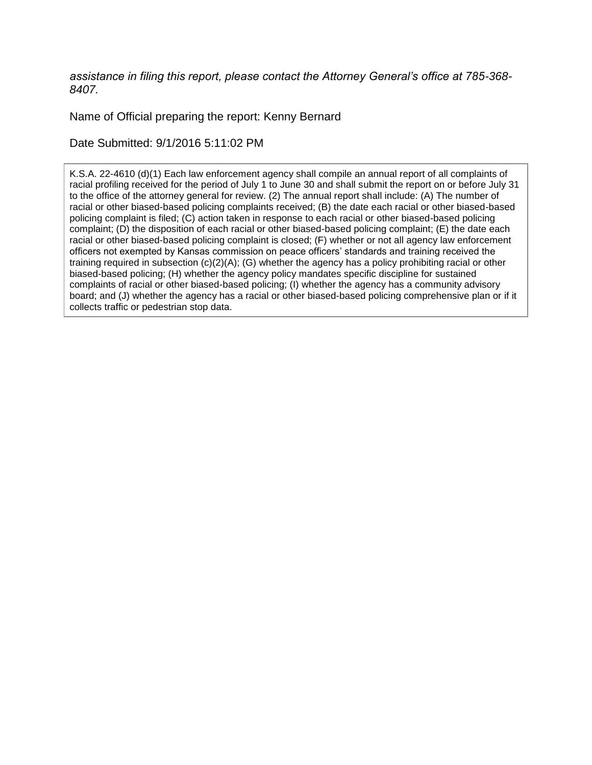*assistance in filing this report, please contact the Attorney General's office at 785-368-8407.*

Name of Official preparing the report: Kenny Bernard

Date Submitted: 9/1/2016 5:11:02 PM

K.S.A. 22-4610 (d)(1) Each law enforcement agency shall compile an annual report of all complaints of racial profiling received for the period of July 1 to June 30 and shall submit the report on or before July 31 to the office of the attorney general for review. (2) The annual report shall include: (A) The number of racial or other biased-based policing complaints received; (B) the date each racial or other biased-based policing complaint is filed; (C) action taken in response to each racial or other biased-based policing complaint; (D) the disposition of each racial or other biased-based policing complaint; (E) the date each racial or other biased-based policing complaint is closed; (F) whether or not all agency law enforcement officers not exempted by Kansas commission on peace officers' standards and training received the training required in subsection (c)(2)(A); (G) whether the agency has a policy prohibiting racial or other biased-based policing; (H) whether the agency policy mandates specific discipline for sustained complaints of racial or other biased-based policing; (I) whether the agency has a community advisory board; and (J) whether the agency has a racial or other biased-based policing comprehensive plan or if it collects traffic or pedestrian stop data.